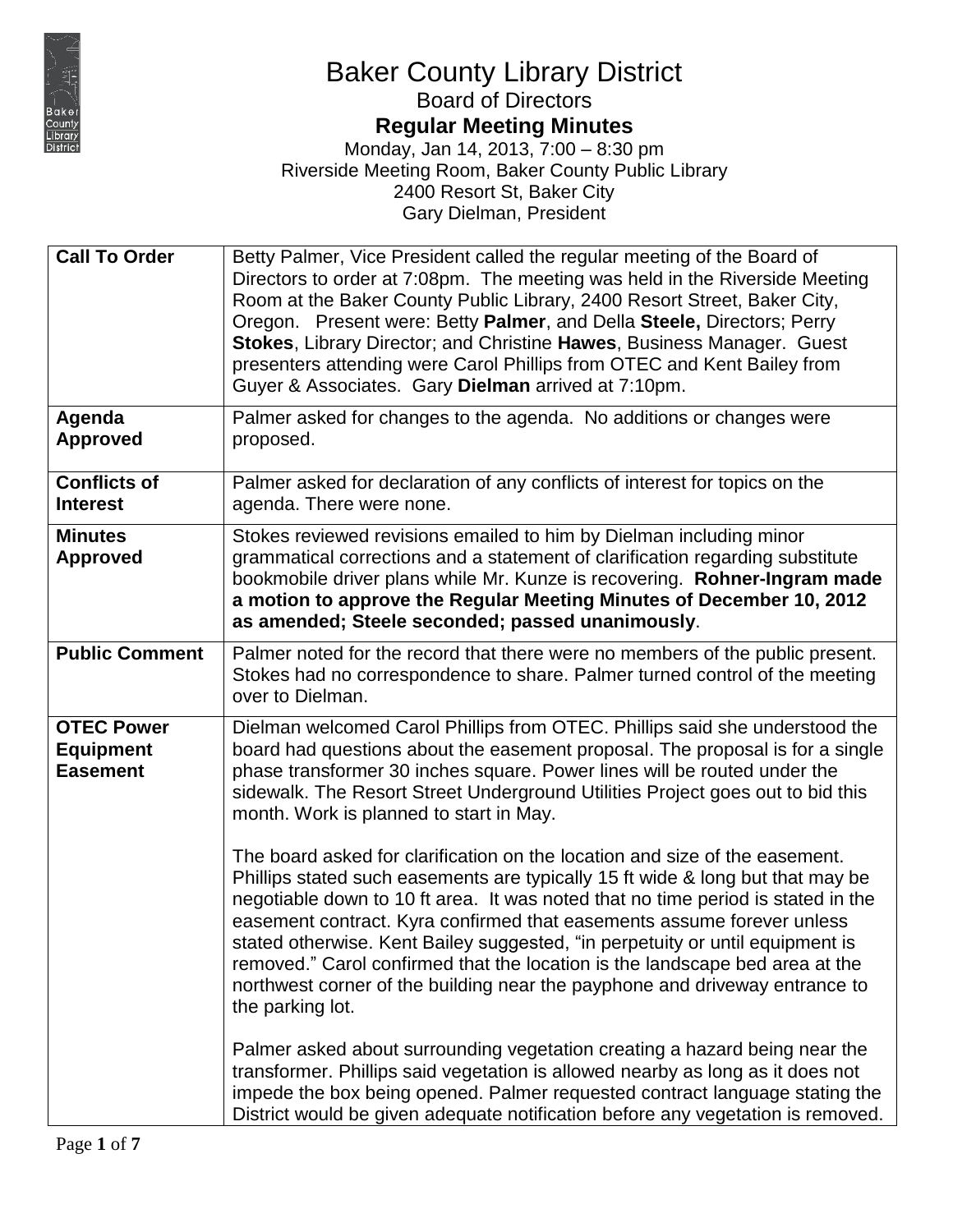# Baker County Library District

## Board of Directors

## **Regular Meeting Minutes**

Monday, Jan 14, 2013, 7:00 – 8:30 pm
Riverside Meeting Room, Baker County Public Library
2400 Resort St, Baker City
Gary Dielman, President

| **Call To Order** | Betty Palmer, Vice President called the regular meeting of the Board of Directors to order at 7:08pm. The meeting was held in the Riverside Meeting Room at the Baker County Public Library, 2400 Resort Street, Baker City, Oregon. Present were: Betty **Palmer**, and Della **Steele,** Directors; Perry **Stokes**, Library Director; and Christine **Hawes**, Business Manager. Guest presenters attending were Carol Phillips from OTEC and Kent Bailey from Guyer & Associates. Gary **Dielman** arrived at 7:10pm. |
|---|---|
| **Agenda Approved** | Palmer asked for changes to the agenda. No additions or changes were proposed. |
| **Conflicts of Interest** | Palmer asked for declaration of any conflicts of interest for topics on the agenda. There were none. |
| **Minutes Approved** | Stokes reviewed revisions emailed to him by Dielman including minor grammatical corrections and a statement of clarification regarding substitute bookmobile driver plans while Mr. Kunze is recovering. **Rohner-Ingram made a motion to approve the Regular Meeting Minutes of December 10, 2012 as amended; Steele seconded; passed unanimously**. |
| **Public Comment** | Palmer noted for the record that there were no members of the public present. Stokes had no correspondence to share. Palmer turned control of the meeting over to Dielman. |
| **OTEC Power Equipment Easement** | Dielman welcomed Carol Phillips from OTEC. Phillips said she understood the board had questions about the easement proposal. The proposal is for a single phase transformer 30 inches square. Power lines will be routed under the sidewalk. The Resort Street Underground Utilities Project goes out to bid this month. Work is planned to start in May.<br><br>The board asked for clarification on the location and size of the easement. Phillips stated such easements are typically 15 ft wide & long but that may be negotiable down to 10 ft area. It was noted that no time period is stated in the easement contract. Kyra confirmed that easements assume forever unless stated otherwise. Kent Bailey suggested, "in perpetuity or until equipment is removed." Carol confirmed that the location is the landscape bed area at the northwest corner of the building near the payphone and driveway entrance to the parking lot.<br><br>Palmer asked about surrounding vegetation creating a hazard being near the transformer. Phillips said vegetation is allowed nearby as long as it does not impede the box being opened. Palmer requested contract language stating the District would be given adequate notification before any vegetation is removed. |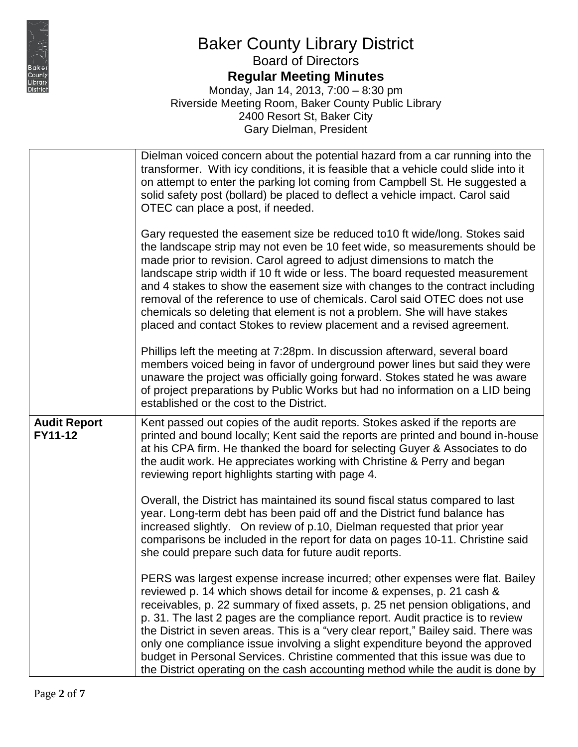# Baker County Library District

Board of Directors

**Regular Meeting Minutes**

Monday, Jan 14, 2013, 7:00 – 8:30 pm
Riverside Meeting Room, Baker County Public Library
2400 Resort St, Baker City
Gary Dielman, President

| | |
|---|---|
| | Dielman voiced concern about the potential hazard from a car running into the transformer. With icy conditions, it is feasible that a vehicle could slide into it on attempt to enter the parking lot coming from Campbell St. He suggested a solid safety post (bollard) be placed to deflect a vehicle impact. Carol said OTEC can place a post, if needed.<br><br>Gary requested the easement size be reduced to10 ft wide/long. Stokes said the landscape strip may not even be 10 feet wide, so measurements should be made prior to revision. Carol agreed to adjust dimensions to match the landscape strip width if 10 ft wide or less. The board requested measurement and 4 stakes to show the easement size with changes to the contract including removal of the reference to use of chemicals. Carol said OTEC does not use chemicals so deleting that element is not a problem. She will have stakes placed and contact Stokes to review placement and a revised agreement.<br><br>Phillips left the meeting at 7:28pm. In discussion afterward, several board members voiced being in favor of underground power lines but said they were unaware the project was officially going forward. Stokes stated he was aware of project preparations by Public Works but had no information on a LID being established or the cost to the District. |
| **Audit Report FY11-12** | Kent passed out copies of the audit reports. Stokes asked if the reports are printed and bound locally; Kent said the reports are printed and bound in-house at his CPA firm. He thanked the board for selecting Guyer & Associates to do the audit work. He appreciates working with Christine & Perry and began reviewing report highlights starting with page 4.<br><br>Overall, the District has maintained its sound fiscal status compared to last year. Long-term debt has been paid off and the District fund balance has increased slightly. On review of p.10, Dielman requested that prior year comparisons be included in the report for data on pages 10-11. Christine said she could prepare such data for future audit reports.<br><br>PERS was largest expense increase incurred; other expenses were flat. Bailey reviewed p. 14 which shows detail for income & expenses, p. 21 cash & receivables, p. 22 summary of fixed assets, p. 25 net pension obligations, and p. 31. The last 2 pages are the compliance report. Audit practice is to review the District in seven areas. This is a "very clear report," Bailey said. There was only one compliance issue involving a slight expenditure beyond the approved budget in Personal Services. Christine commented that this issue was due to the District operating on the cash accounting method while the audit is done by |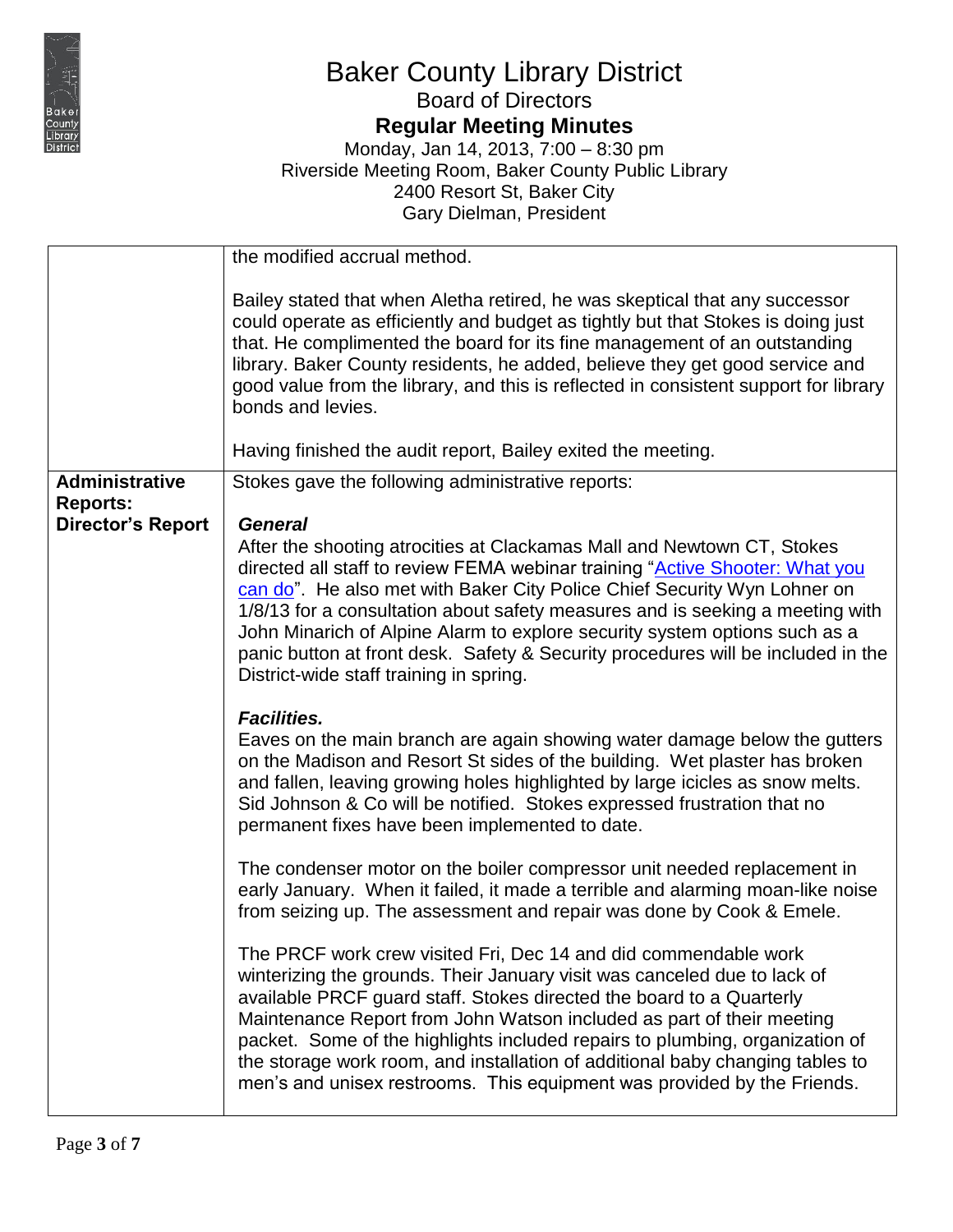# Baker County Library District

## Board of Directors

### Regular Meeting Minutes

Monday, Jan 14, 2013, 7:00 – 8:30 pm
Riverside Meeting Room, Baker County Public Library
2400 Resort St, Baker City
Gary Dielman, President

| | |
|---|---|
| | the modified accrual method.<br><br>Bailey stated that when Aletha retired, he was skeptical that any successor could operate as efficiently and budget as tightly but that Stokes is doing just that. He complimented the board for its fine management of an outstanding library. Baker County residents, he added, believe they get good service and good value from the library, and this is reflected in consistent support for library bonds and levies.<br><br>Having finished the audit report, Bailey exited the meeting. |
| **Administrative Reports:**<br>**Director's Report** | Stokes gave the following administrative reports:<br><br>***General***<br>After the shooting atrocities at Clackamas Mall and Newtown CT, Stokes directed all staff to review FEMA webinar training "Active Shooter: What you can do". He also met with Baker City Police Chief Security Wyn Lohner on 1/8/13 for a consultation about safety measures and is seeking a meeting with John Minarich of Alpine Alarm to explore security system options such as a panic button at front desk. Safety & Security procedures will be included in the District-wide staff training in spring.<br><br>***Facilities.***<br>Eaves on the main branch are again showing water damage below the gutters on the Madison and Resort St sides of the building. Wet plaster has broken and fallen, leaving growing holes highlighted by large icicles as snow melts. Sid Johnson & Co will be notified. Stokes expressed frustration that no permanent fixes have been implemented to date.<br><br>The condenser motor on the boiler compressor unit needed replacement in early January. When it failed, it made a terrible and alarming moan-like noise from seizing up. The assessment and repair was done by Cook & Emele.<br><br>The PRCF work crew visited Fri, Dec 14 and did commendable work winterizing the grounds. Their January visit was canceled due to lack of available PRCF guard staff. Stokes directed the board to a Quarterly Maintenance Report from John Watson included as part of their meeting packet. Some of the highlights included repairs to plumbing, organization of the storage work room, and installation of additional baby changing tables to men's and unisex restrooms. This equipment was provided by the Friends. |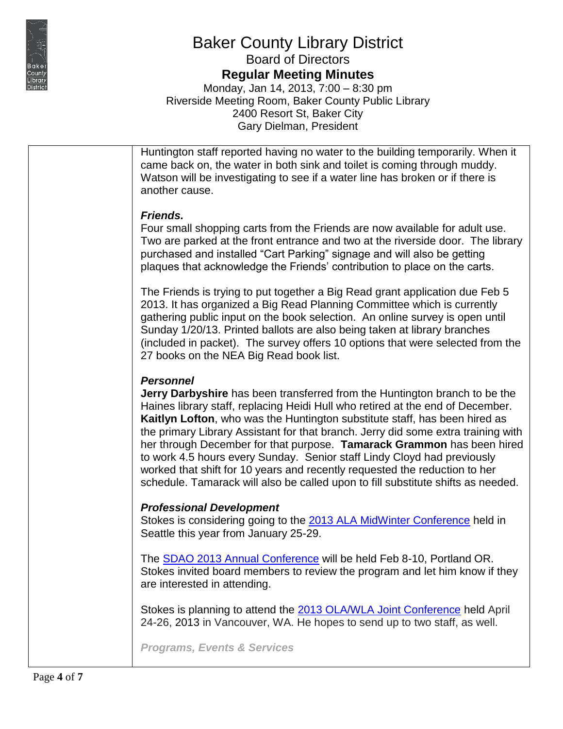Huntington staff reported having no water to the building temporarily. When it came back on, the water in both sink and toilet is coming through muddy. Watson will be investigating to see if a water line has broken or if there is another cause.

***Friends.***
Four small shopping carts from the Friends are now available for adult use. Two are parked at the front entrance and two at the riverside door. The library purchased and installed "Cart Parking" signage and will also be getting plaques that acknowledge the Friends' contribution to place on the carts.

The Friends is trying to put together a Big Read grant application due Feb 5 2013. It has organized a Big Read Planning Committee which is currently gathering public input on the book selection. An online survey is open until Sunday 1/20/13. Printed ballots are also being taken at library branches (included in packet). The survey offers 10 options that were selected from the 27 books on the NEA Big Read book list.

***Personnel***
**Jerry Darbyshire** has been transferred from the Huntington branch to be the Haines library staff, replacing Heidi Hull who retired at the end of December. **Kaitlyn Lofton**, who was the Huntington substitute staff, has been hired as the primary Library Assistant for that branch. Jerry did some extra training with her through December for that purpose. **Tamarack Grammon** has been hired to work 4.5 hours every Sunday. Senior staff Lindy Cloyd had previously worked that shift for 10 years and recently requested the reduction to her schedule. Tamarack will also be called upon to fill substitute shifts as needed.

***Professional Development***
Stokes is considering going to the 2013 ALA MidWinter Conference held in Seattle this year from January 25-29.

The SDAO 2013 Annual Conference will be held Feb 8-10, Portland OR. Stokes invited board members to review the program and let him know if they are interested in attending.

Stokes is planning to attend the 2013 OLA/WLA Joint Conference held April 24-26, 2013 in Vancouver, WA. He hopes to send up to two staff, as well.

***Programs, Events & Services***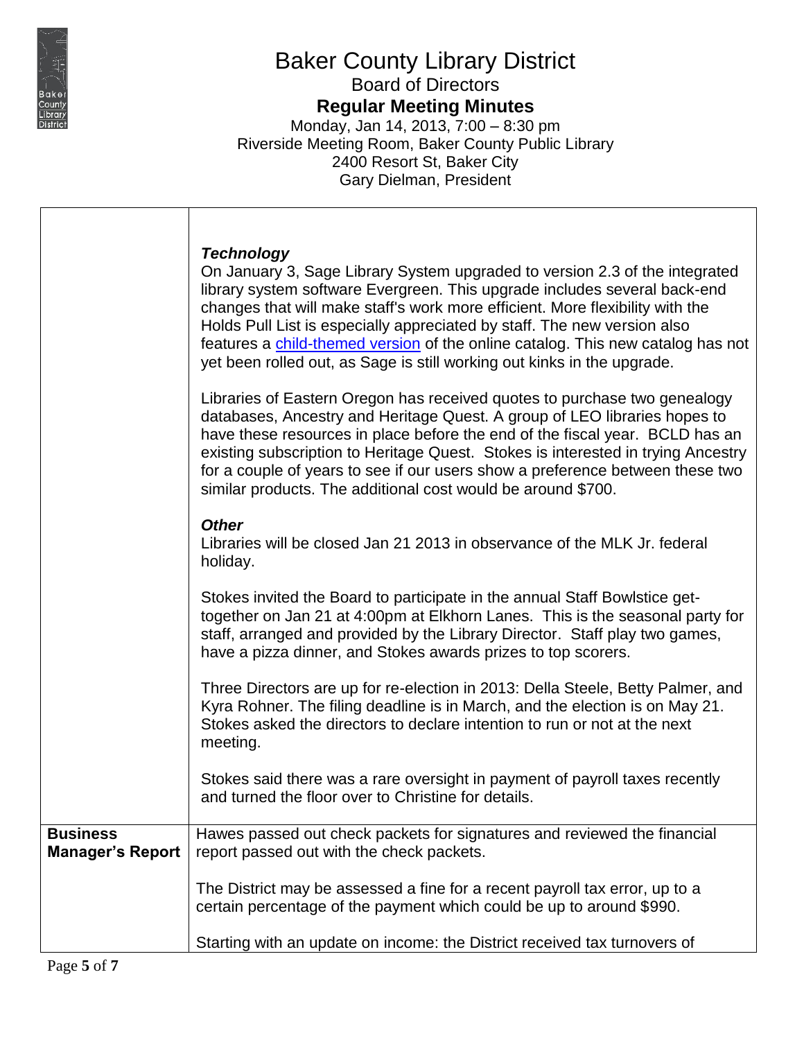# Baker County Library District

## Board of Directors

### Regular Meeting Minutes

Monday, Jan 14, 2013, 7:00 – 8:30 pm
Riverside Meeting Room, Baker County Public Library
2400 Resort St, Baker City
Gary Dielman, President

| | |
|---|---|
| | ***Technology***<br>On January 3, Sage Library System upgraded to version 2.3 of the integrated library system software Evergreen. This upgrade includes several back-end changes that will make staff's work more efficient. More flexibility with the Holds Pull List is especially appreciated by staff. The new version also features a child-themed version of the online catalog. This new catalog has not yet been rolled out, as Sage is still working out kinks in the upgrade.<br><br>Libraries of Eastern Oregon has received quotes to purchase two genealogy databases, Ancestry and Heritage Quest. A group of LEO libraries hopes to have these resources in place before the end of the fiscal year. BCLD has an existing subscription to Heritage Quest. Stokes is interested in trying Ancestry for a couple of years to see if our users show a preference between these two similar products. The additional cost would be around $700.<br><br>***Other***<br>Libraries will be closed Jan 21 2013 in observance of the MLK Jr. federal holiday.<br><br>Stokes invited the Board to participate in the annual Staff Bowlstice get-together on Jan 21 at 4:00pm at Elkhorn Lanes. This is the seasonal party for staff, arranged and provided by the Library Director. Staff play two games, have a pizza dinner, and Stokes awards prizes to top scorers.<br><br>Three Directors are up for re-election in 2013: Della Steele, Betty Palmer, and Kyra Rohner. The filing deadline is in March, and the election is on May 21. Stokes asked the directors to declare intention to run or not at the next meeting.<br><br>Stokes said there was a rare oversight in payment of payroll taxes recently and turned the floor over to Christine for details. |
| **Business Manager's Report** | Hawes passed out check packets for signatures and reviewed the financial report passed out with the check packets.<br><br>The District may be assessed a fine for a recent payroll tax error, up to a certain percentage of the payment which could be up to around $990.<br><br>Starting with an update on income: the District received tax turnovers of |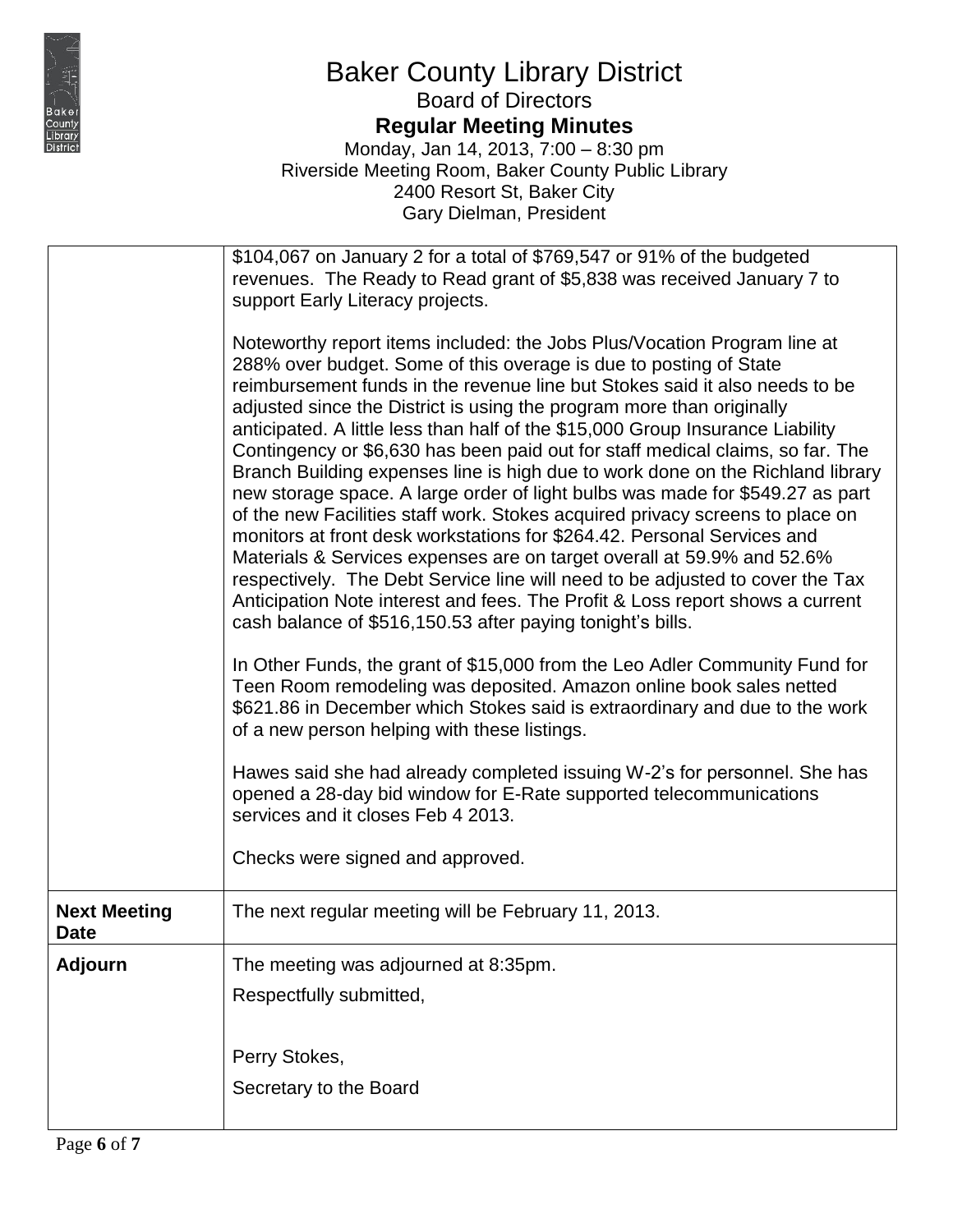# Baker County Library District

## Board of Directors

### Regular Meeting Minutes

Monday, Jan 14, 2013, 7:00 – 8:30 pm
Riverside Meeting Room, Baker County Public Library
2400 Resort St, Baker City
Gary Dielman, President

| | |
|---|---|
| | \$104,067 on January 2 for a total of \$769,547 or 91% of the budgeted revenues. The Ready to Read grant of \$5,838 was received January 7 to support Early Literacy projects.<br><br>Noteworthy report items included: the Jobs Plus/Vocation Program line at 288% over budget. Some of this overage is due to posting of State reimbursement funds in the revenue line but Stokes said it also needs to be adjusted since the District is using the program more than originally anticipated. A little less than half of the \$15,000 Group Insurance Liability Contingency or \$6,630 has been paid out for staff medical claims, so far. The Branch Building expenses line is high due to work done on the Richland library new storage space. A large order of light bulbs was made for \$549.27 as part of the new Facilities staff work. Stokes acquired privacy screens to place on monitors at front desk workstations for \$264.42. Personal Services and Materials & Services expenses are on target overall at 59.9% and 52.6% respectively. The Debt Service line will need to be adjusted to cover the Tax Anticipation Note interest and fees. The Profit & Loss report shows a current cash balance of \$516,150.53 after paying tonight's bills.<br><br>In Other Funds, the grant of \$15,000 from the Leo Adler Community Fund for Teen Room remodeling was deposited. Amazon online book sales netted \$621.86 in December which Stokes said is extraordinary and due to the work of a new person helping with these listings.<br><br>Hawes said she had already completed issuing W-2's for personnel. She has opened a 28-day bid window for E-Rate supported telecommunications services and it closes Feb 4 2013.<br><br>Checks were signed and approved. |
| **Next Meeting Date** | The next regular meeting will be February 11, 2013. |
| **Adjourn** | The meeting was adjourned at 8:35pm.<br><br>Respectfully submitted,<br><br><br>Perry Stokes,<br><br>Secretary to the Board |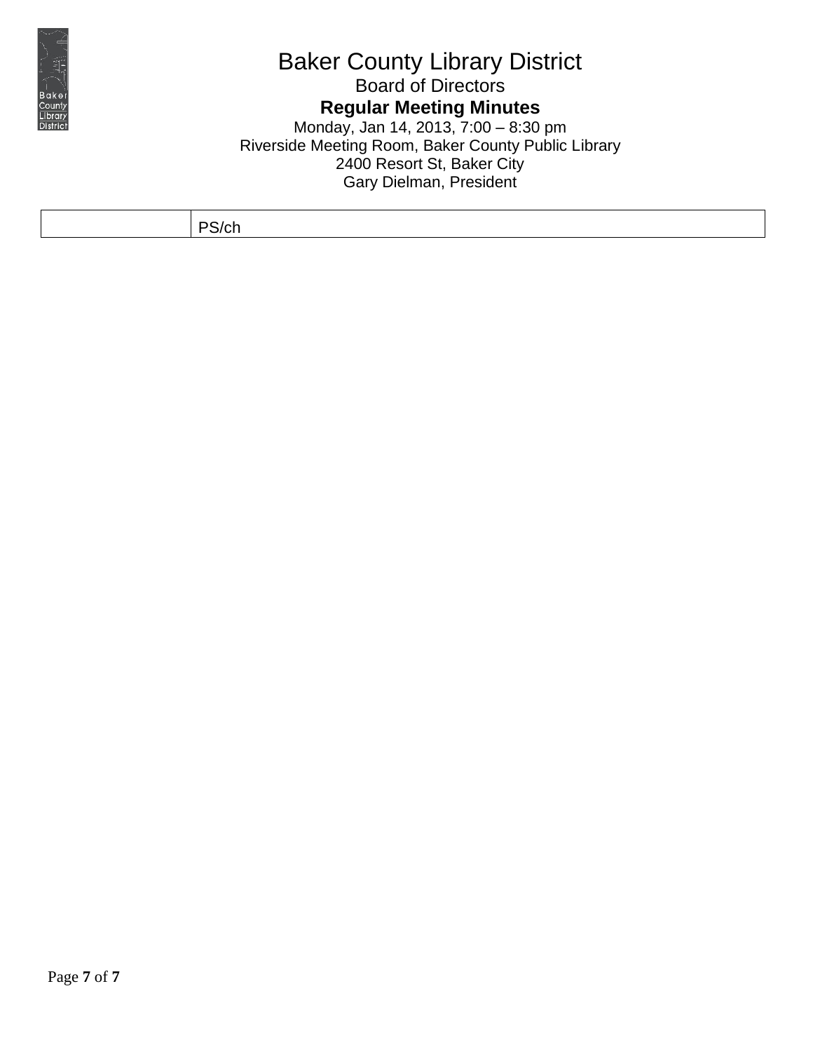# Baker County Library District

Board of Directors

**Regular Meeting Minutes**

Monday, Jan 14, 2013, 7:00 – 8:30 pm

Riverside Meeting Room, Baker County Public Library

2400 Resort St, Baker City

Gary Dielman, President

| | |
|---|---|
| | PS/ch |